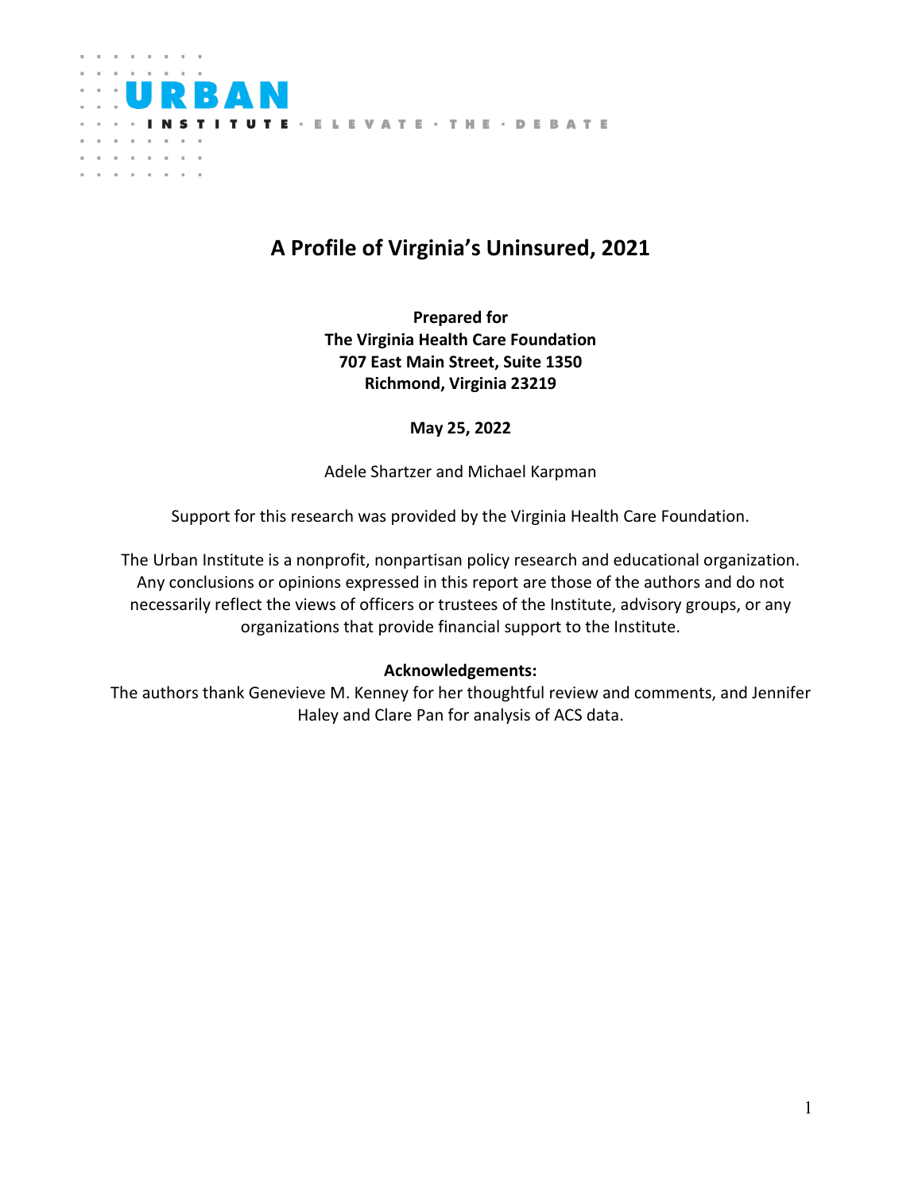URBAN INSTITUTE · ELEVATE · THE · DEBATE

# A Profile of Virginia's Uninsured, 2021

**Prepared for**
**The Virginia Health Care Foundation**
**707 East Main Street, Suite 1350**
**Richmond, Virginia 23219**

**May 25, 2022**

Adele Shartzer and Michael Karpman

Support for this research was provided by the Virginia Health Care Foundation.

The Urban Institute is a nonprofit, nonpartisan policy research and educational organization. Any conclusions or opinions expressed in this report are those of the authors and do not necessarily reflect the views of officers or trustees of the Institute, advisory groups, or any organizations that provide financial support to the Institute.

**Acknowledgements:**
The authors thank Genevieve M. Kenney for her thoughtful review and comments, and Jennifer Haley and Clare Pan for analysis of ACS data.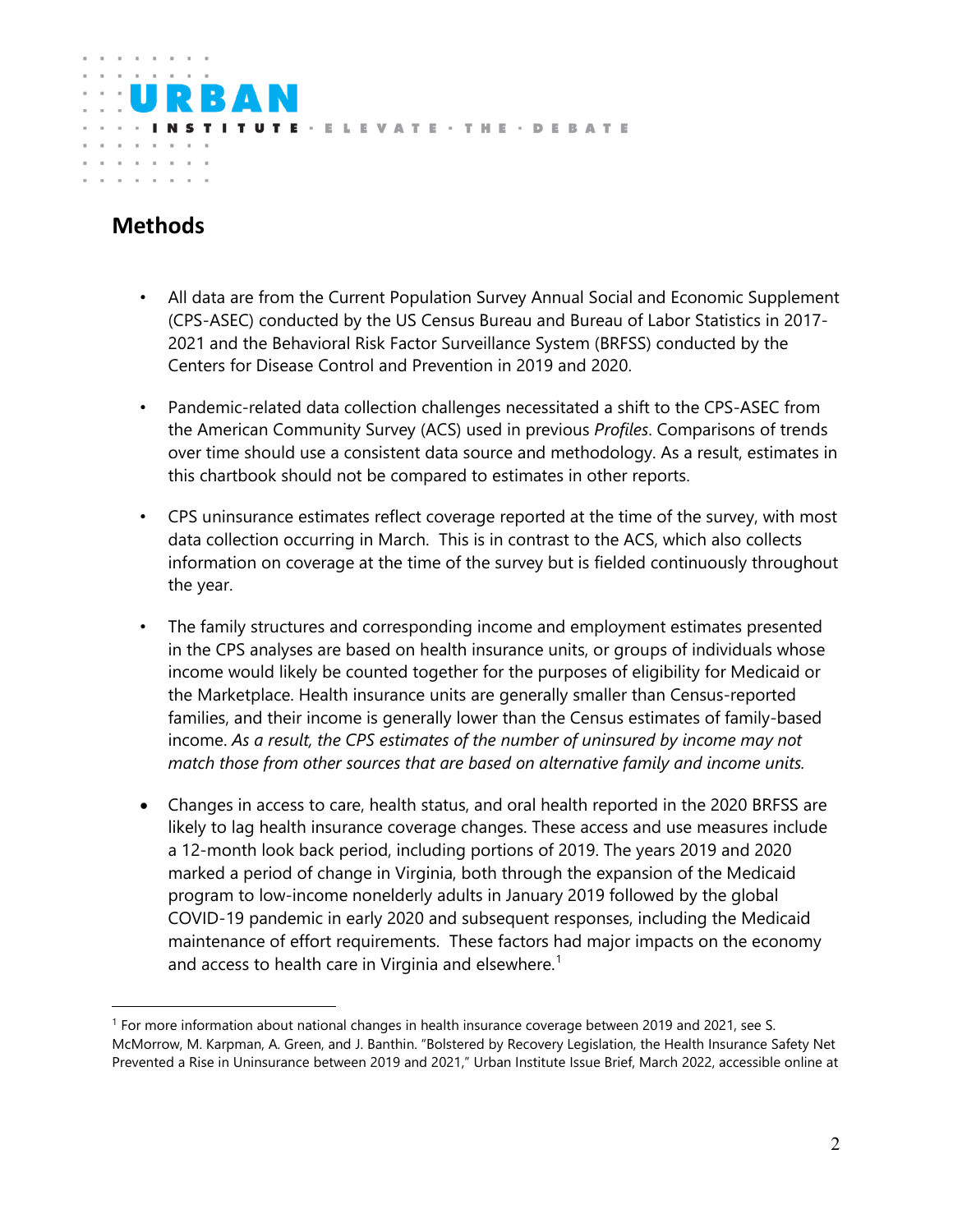## Methods

- All data are from the Current Population Survey Annual Social and Economic Supplement (CPS-ASEC) conducted by the US Census Bureau and Bureau of Labor Statistics in 2017-2021 and the Behavioral Risk Factor Surveillance System (BRFSS) conducted by the Centers for Disease Control and Prevention in 2019 and 2020.

- Pandemic-related data collection challenges necessitated a shift to the CPS-ASEC from the American Community Survey (ACS) used in previous *Profiles*. Comparisons of trends over time should use a consistent data source and methodology. As a result, estimates in this chartbook should not be compared to estimates in other reports.

- CPS uninsurance estimates reflect coverage reported at the time of the survey, with most data collection occurring in March. This is in contrast to the ACS, which also collects information on coverage at the time of the survey but is fielded continuously throughout the year.

- The family structures and corresponding income and employment estimates presented in the CPS analyses are based on health insurance units, or groups of individuals whose income would likely be counted together for the purposes of eligibility for Medicaid or the Marketplace. Health insurance units are generally smaller than Census-reported families, and their income is generally lower than the Census estimates of family-based income. *As a result, the CPS estimates of the number of uninsured by income may not match those from other sources that are based on alternative family and income units.*

- Changes in access to care, health status, and oral health reported in the 2020 BRFSS are likely to lag health insurance coverage changes. These access and use measures include a 12-month look back period, including portions of 2019. The years 2019 and 2020 marked a period of change in Virginia, both through the expansion of the Medicaid program to low-income nonelderly adults in January 2019 followed by the global COVID-19 pandemic in early 2020 and subsequent responses, including the Medicaid maintenance of effort requirements. These factors had major impacts on the economy and access to health care in Virginia and elsewhere.[1]

[1] For more information about national changes in health insurance coverage between 2019 and 2021, see S. McMorrow, M. Karpman, A. Green, and J. Banthin. "Bolstered by Recovery Legislation, the Health Insurance Safety Net Prevented a Rise in Uninsurance between 2019 and 2021," Urban Institute Issue Brief, March 2022, accessible online at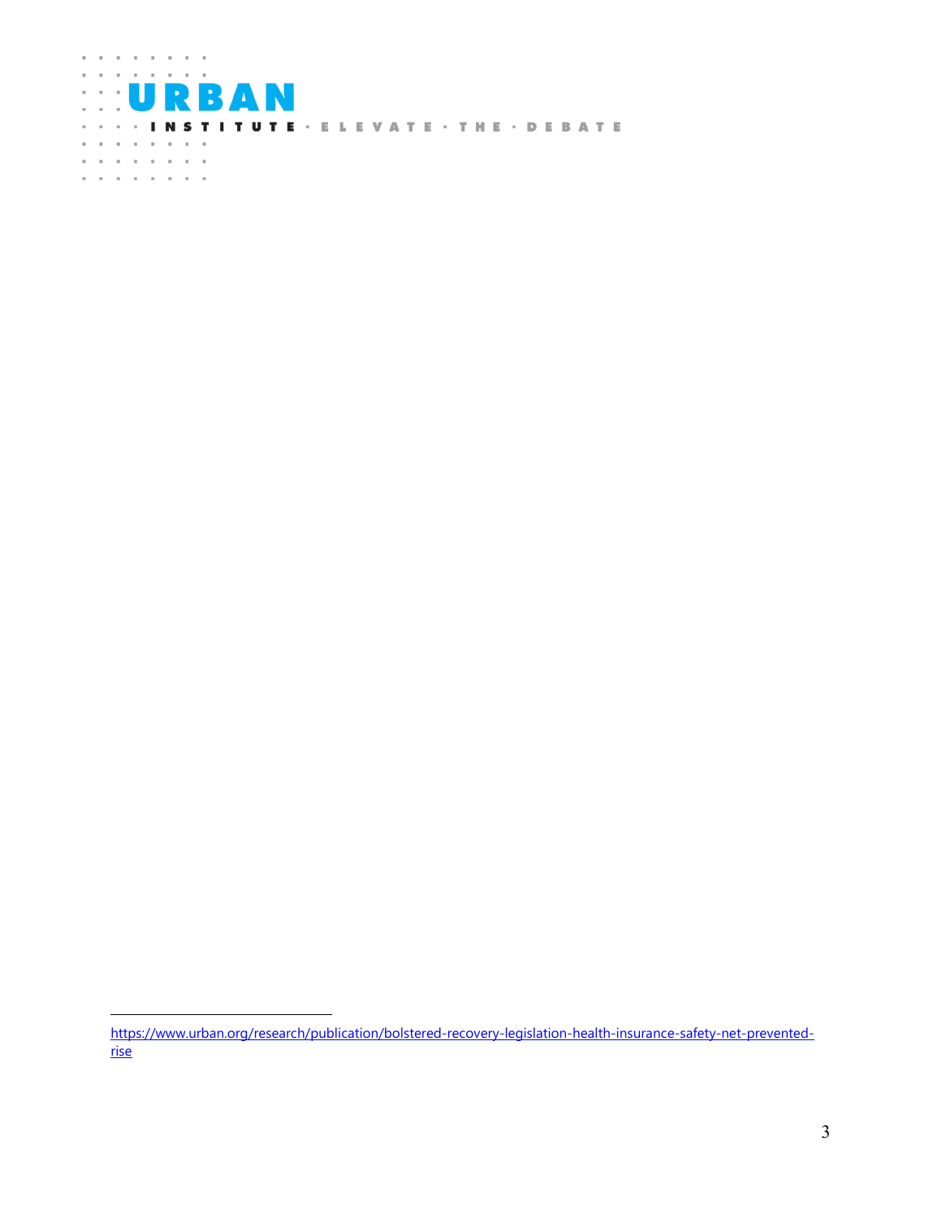https://www.urban.org/research/publication/bolstered-recovery-legislation-health-insurance-safety-net-prevented-rise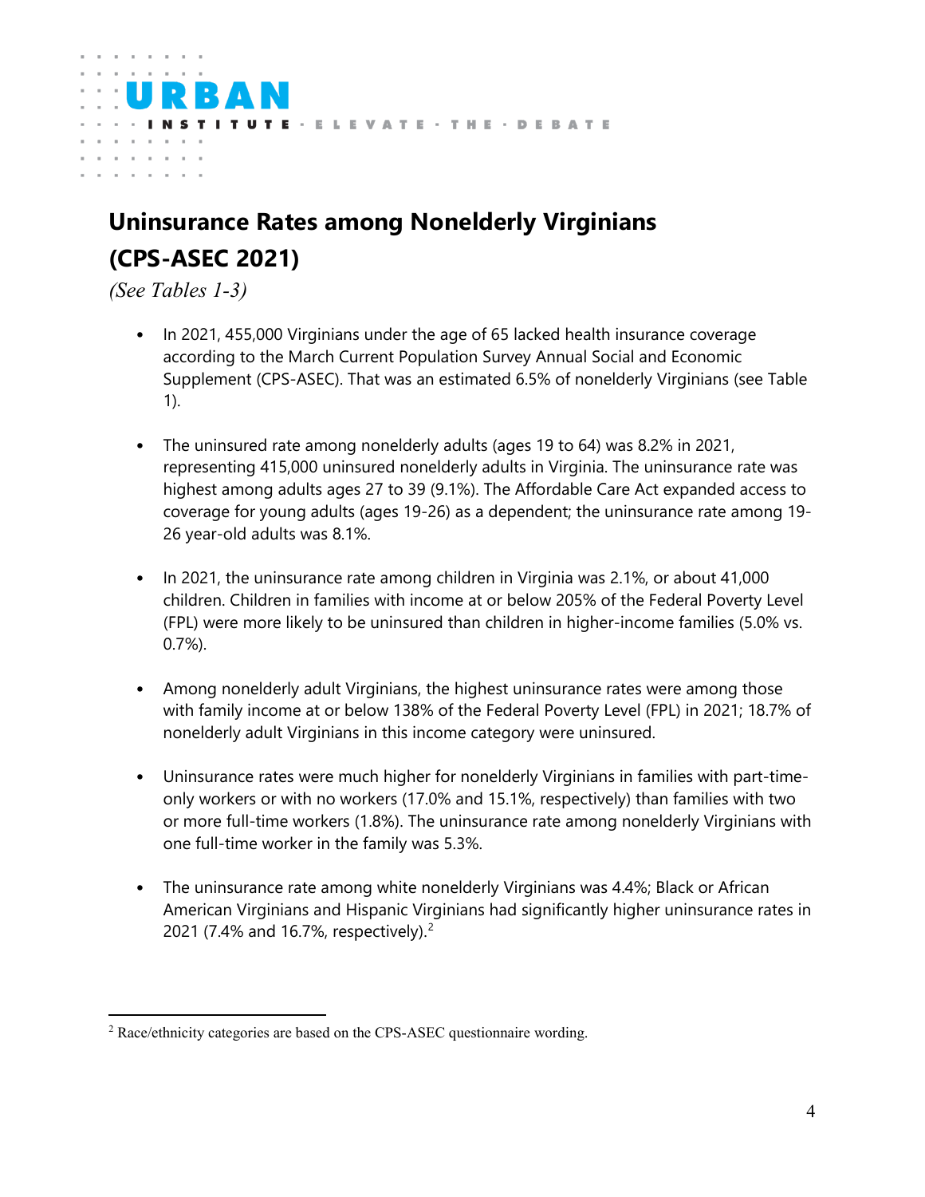## Uninsurance Rates among Nonelderly Virginians (CPS-ASEC 2021)

*(See Tables 1-3)*

- In 2021, 455,000 Virginians under the age of 65 lacked health insurance coverage according to the March Current Population Survey Annual Social and Economic Supplement (CPS-ASEC). That was an estimated 6.5% of nonelderly Virginians (see Table 1).

- The uninsured rate among nonelderly adults (ages 19 to 64) was 8.2% in 2021, representing 415,000 uninsured nonelderly adults in Virginia. The uninsurance rate was highest among adults ages 27 to 39 (9.1%). The Affordable Care Act expanded access to coverage for young adults (ages 19-26) as a dependent; the uninsurance rate among 19-26 year-old adults was 8.1%.

- In 2021, the uninsurance rate among children in Virginia was 2.1%, or about 41,000 children. Children in families with income at or below 205% of the Federal Poverty Level (FPL) were more likely to be uninsured than children in higher-income families (5.0% vs. 0.7%).

- Among nonelderly adult Virginians, the highest uninsurance rates were among those with family income at or below 138% of the Federal Poverty Level (FPL) in 2021; 18.7% of nonelderly adult Virginians in this income category were uninsured.

- Uninsurance rates were much higher for nonelderly Virginians in families with part-time-only workers or with no workers (17.0% and 15.1%, respectively) than families with two or more full-time workers (1.8%). The uninsurance rate among nonelderly Virginians with one full-time worker in the family was 5.3%.

- The uninsurance rate among white nonelderly Virginians was 4.4%; Black or African American Virginians and Hispanic Virginians had significantly higher uninsurance rates in 2021 (7.4% and 16.7%, respectively).[2]

---

[2] Race/ethnicity categories are based on the CPS-ASEC questionnaire wording.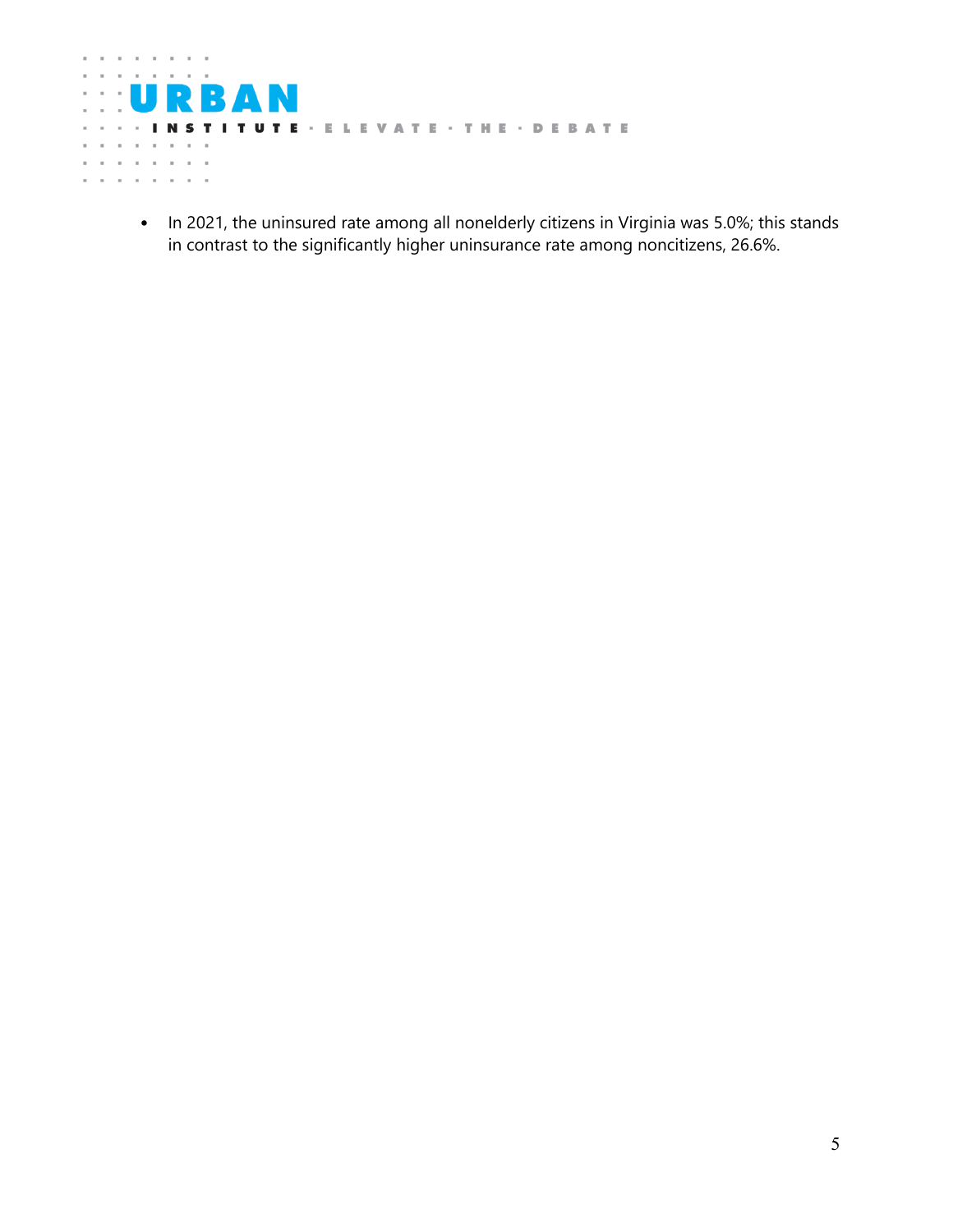- In 2021, the uninsured rate among all nonelderly citizens in Virginia was 5.0%; this stands in contrast to the significantly higher uninsurance rate among noncitizens, 26.6%.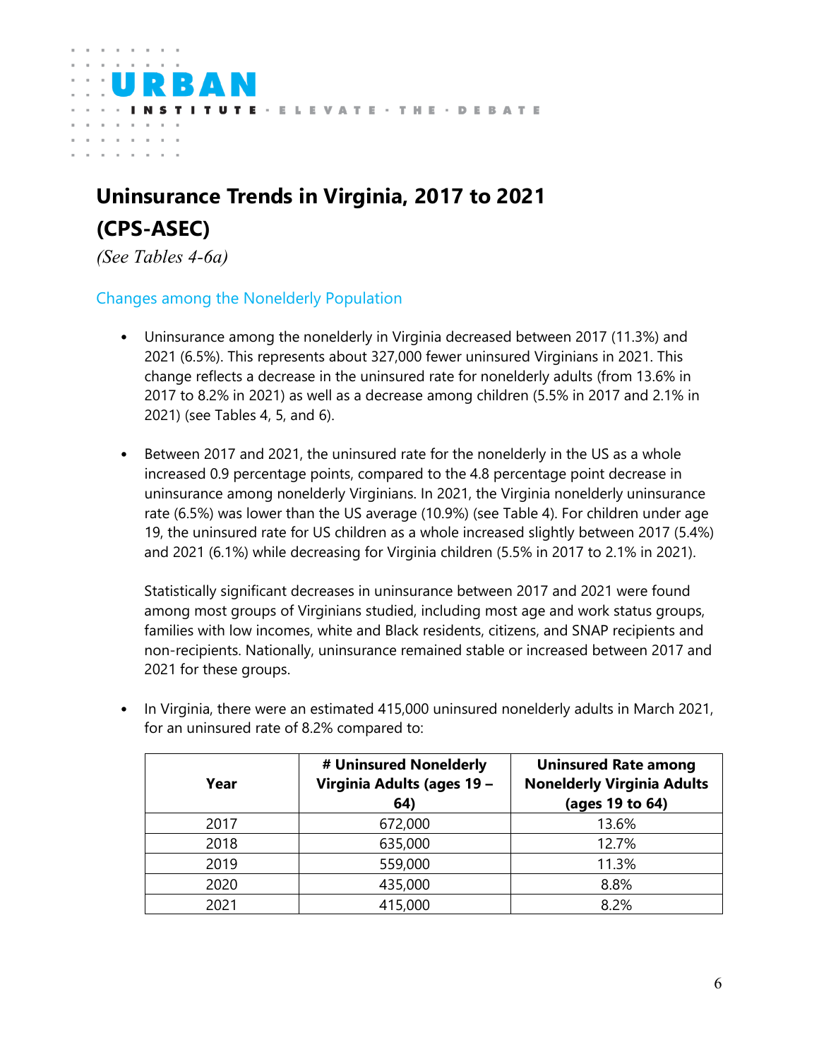# Uninsurance Trends in Virginia, 2017 to 2021 (CPS-ASEC)

*(See Tables 4-6a)*

## Changes among the Nonelderly Population

- Uninsurance among the nonelderly in Virginia decreased between 2017 (11.3%) and 2021 (6.5%). This represents about 327,000 fewer uninsured Virginians in 2021. This change reflects a decrease in the uninsured rate for nonelderly adults (from 13.6% in 2017 to 8.2% in 2021) as well as a decrease among children (5.5% in 2017 and 2.1% in 2021) (see Tables 4, 5, and 6).

- Between 2017 and 2021, the uninsured rate for the nonelderly in the US as a whole increased 0.9 percentage points, compared to the 4.8 percentage point decrease in uninsurance among nonelderly Virginians. In 2021, the Virginia nonelderly uninsurance rate (6.5%) was lower than the US average (10.9%) (see Table 4). For children under age 19, the uninsured rate for US children as a whole increased slightly between 2017 (5.4%) and 2021 (6.1%) while decreasing for Virginia children (5.5% in 2017 to 2.1% in 2021).

  Statistically significant decreases in uninsurance between 2017 and 2021 were found among most groups of Virginians studied, including most age and work status groups, families with low incomes, white and Black residents, citizens, and SNAP recipients and non-recipients. Nationally, uninsurance remained stable or increased between 2017 and 2021 for these groups.

- In Virginia, there were an estimated 415,000 uninsured nonelderly adults in March 2021, for an uninsured rate of 8.2% compared to:

| Year | # Uninsured Nonelderly Virginia Adults (ages 19 – 64) | Uninsured Rate among Nonelderly Virginia Adults (ages 19 to 64) |
|---|---|---|
| 2017 | 672,000 | 13.6% |
| 2018 | 635,000 | 12.7% |
| 2019 | 559,000 | 11.3% |
| 2020 | 435,000 | 8.8% |
| 2021 | 415,000 | 8.2% |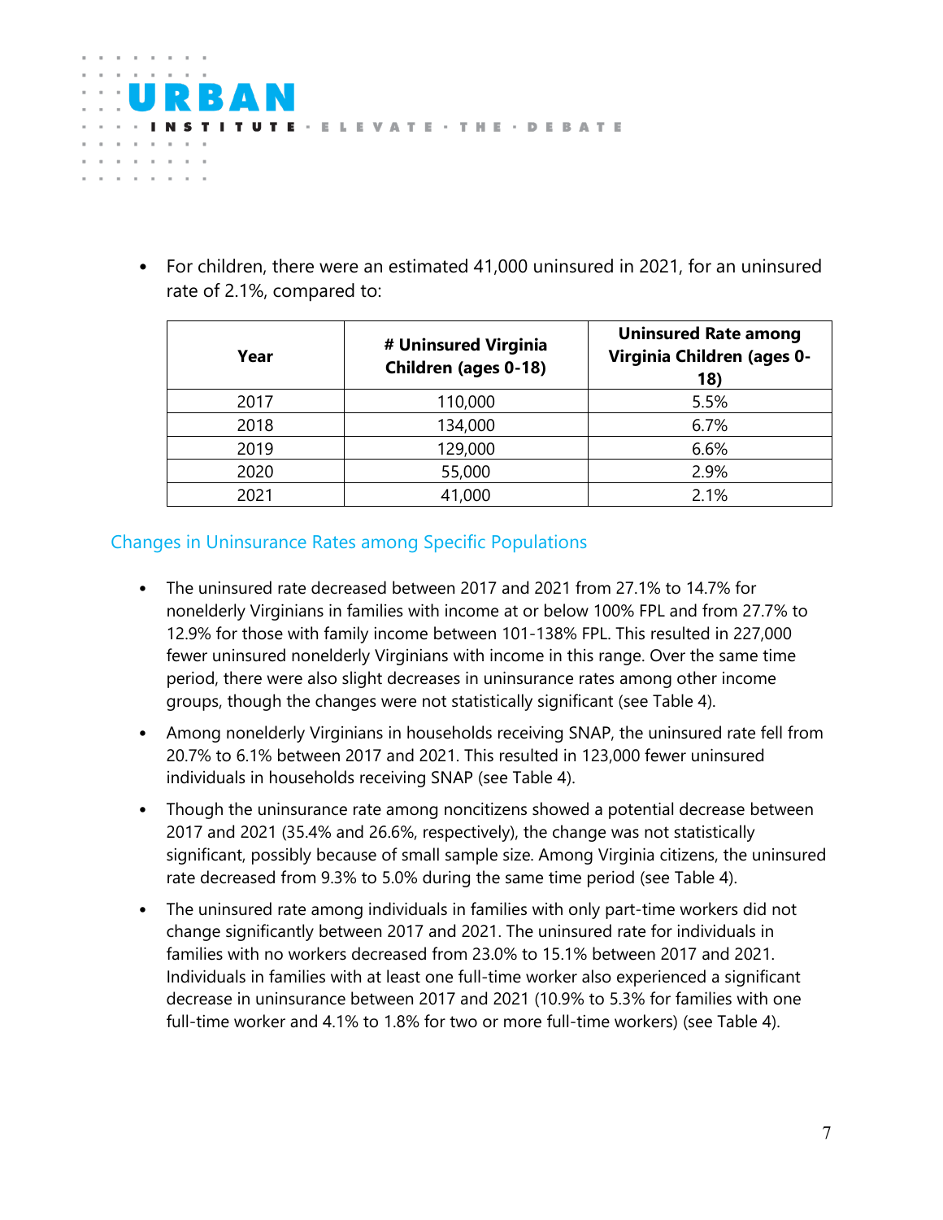- For children, there were an estimated 41,000 uninsured in 2021, for an uninsured rate of 2.1%, compared to:

| Year | # Uninsured Virginia Children (ages 0-18) | Uninsured Rate among Virginia Children (ages 0-18) |
|---|---|---|
| 2017 | 110,000 | 5.5% |
| 2018 | 134,000 | 6.7% |
| 2019 | 129,000 | 6.6% |
| 2020 | 55,000 | 2.9% |
| 2021 | 41,000 | 2.1% |

## Changes in Uninsurance Rates among Specific Populations

- The uninsured rate decreased between 2017 and 2021 from 27.1% to 14.7% for nonelderly Virginians in families with income at or below 100% FPL and from 27.7% to 12.9% for those with family income between 101-138% FPL. This resulted in 227,000 fewer uninsured nonelderly Virginians with income in this range. Over the same time period, there were also slight decreases in uninsurance rates among other income groups, though the changes were not statistically significant (see Table 4).
- Among nonelderly Virginians in households receiving SNAP, the uninsured rate fell from 20.7% to 6.1% between 2017 and 2021. This resulted in 123,000 fewer uninsured individuals in households receiving SNAP (see Table 4).
- Though the uninsurance rate among noncitizens showed a potential decrease between 2017 and 2021 (35.4% and 26.6%, respectively), the change was not statistically significant, possibly because of small sample size. Among Virginia citizens, the uninsured rate decreased from 9.3% to 5.0% during the same time period (see Table 4).
- The uninsured rate among individuals in families with only part-time workers did not change significantly between 2017 and 2021. The uninsured rate for individuals in families with no workers decreased from 23.0% to 15.1% between 2017 and 2021. Individuals in families with at least one full-time worker also experienced a significant decrease in uninsurance between 2017 and 2021 (10.9% to 5.3% for families with one full-time worker and 4.1% to 1.8% for two or more full-time workers) (see Table 4).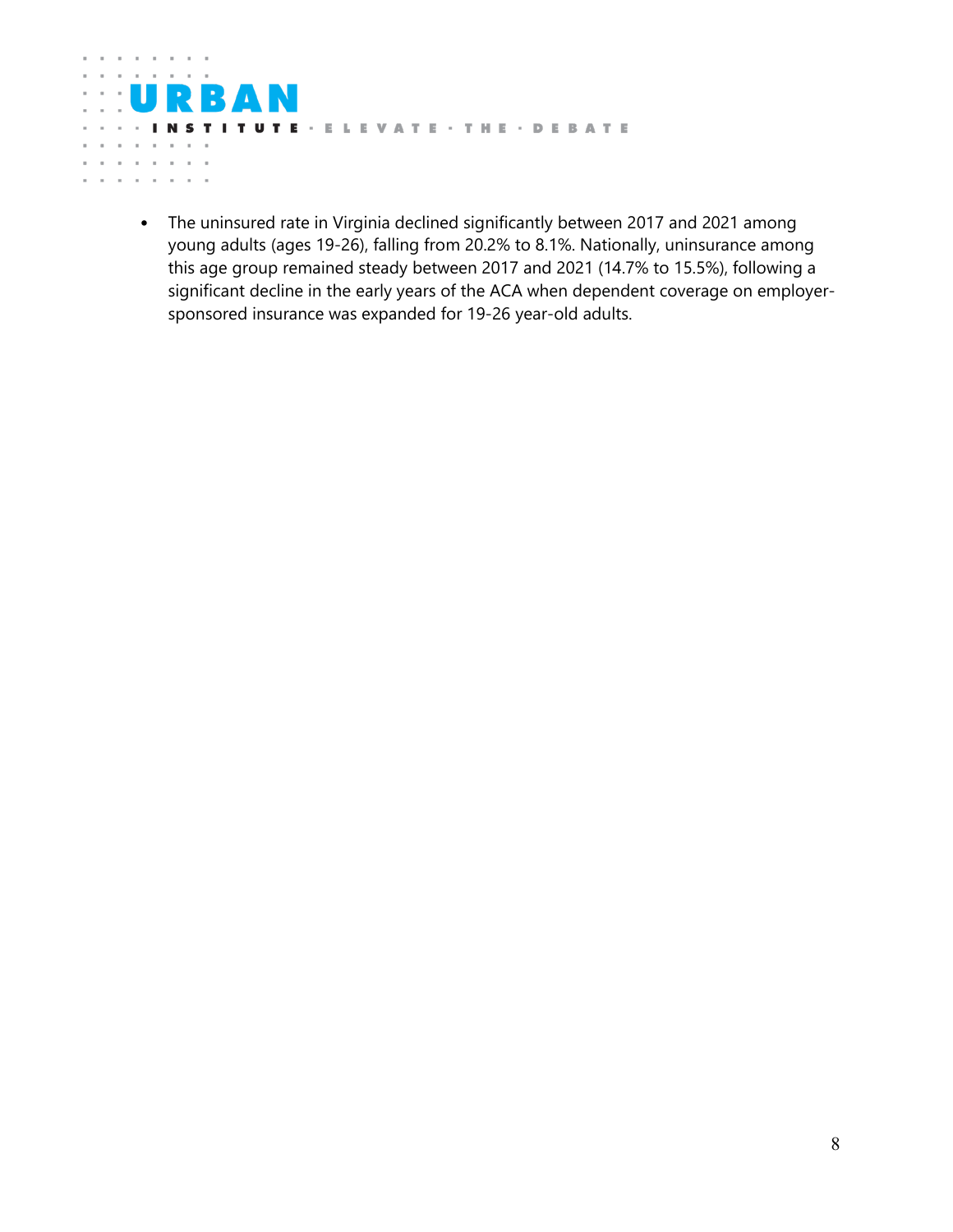- The uninsured rate in Virginia declined significantly between 2017 and 2021 among young adults (ages 19-26), falling from 20.2% to 8.1%. Nationally, uninsurance among this age group remained steady between 2017 and 2021 (14.7% to 15.5%), following a significant decline in the early years of the ACA when dependent coverage on employer-sponsored insurance was expanded for 19-26 year-old adults.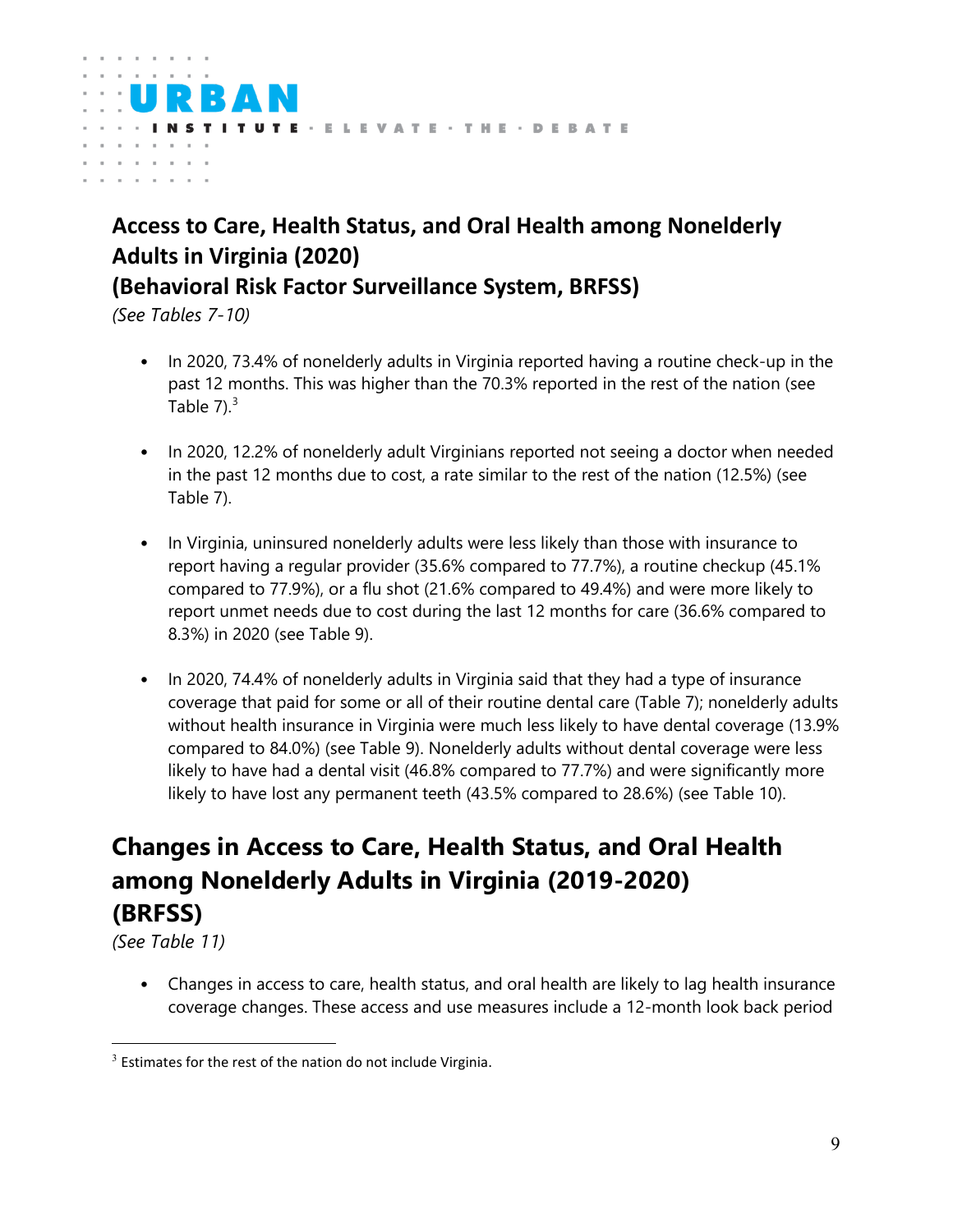## Access to Care, Health Status, and Oral Health among Nonelderly Adults in Virginia (2020)
## (Behavioral Risk Factor Surveillance System, BRFSS)

*(See Tables 7-10)*

- In 2020, 73.4% of nonelderly adults in Virginia reported having a routine check-up in the past 12 months. This was higher than the 70.3% reported in the rest of the nation (see Table 7).[3]

- In 2020, 12.2% of nonelderly adult Virginians reported not seeing a doctor when needed in the past 12 months due to cost, a rate similar to the rest of the nation (12.5%) (see Table 7).

- In Virginia, uninsured nonelderly adults were less likely than those with insurance to report having a regular provider (35.6% compared to 77.7%), a routine checkup (45.1% compared to 77.9%), or a flu shot (21.6% compared to 49.4%) and were more likely to report unmet needs due to cost during the last 12 months for care (36.6% compared to 8.3%) in 2020 (see Table 9).

- In 2020, 74.4% of nonelderly adults in Virginia said that they had a type of insurance coverage that paid for some or all of their routine dental care (Table 7); nonelderly adults without health insurance in Virginia were much less likely to have dental coverage (13.9% compared to 84.0%) (see Table 9). Nonelderly adults without dental coverage were less likely to have had a dental visit (46.8% compared to 77.7%) and were significantly more likely to have lost any permanent teeth (43.5% compared to 28.6%) (see Table 10).

## Changes in Access to Care, Health Status, and Oral Health among Nonelderly Adults in Virginia (2019-2020) (BRFSS)

*(See Table 11)*

- Changes in access to care, health status, and oral health are likely to lag health insurance coverage changes. These access and use measures include a 12-month look back period

[3] Estimates for the rest of the nation do not include Virginia.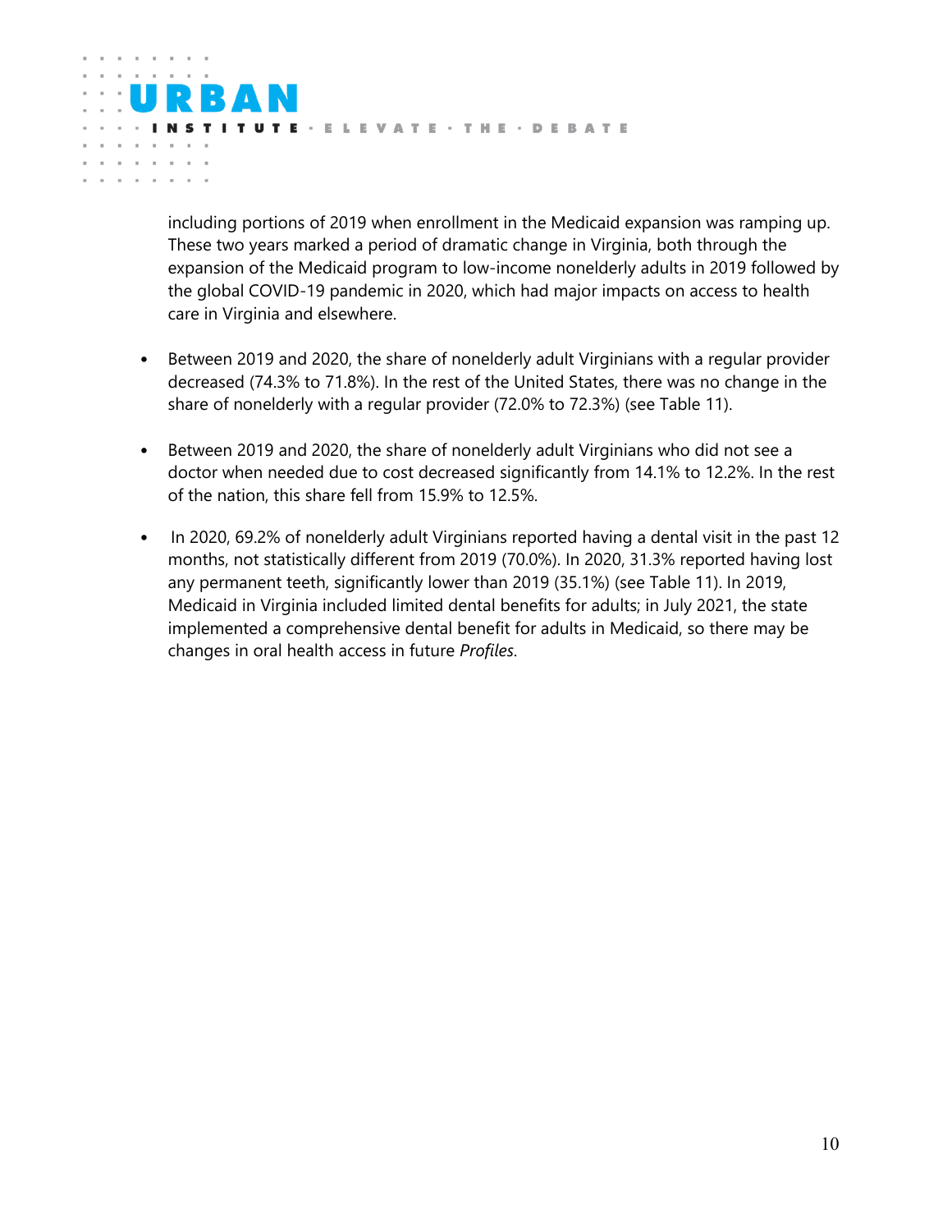including portions of 2019 when enrollment in the Medicaid expansion was ramping up. These two years marked a period of dramatic change in Virginia, both through the expansion of the Medicaid program to low-income nonelderly adults in 2019 followed by the global COVID-19 pandemic in 2020, which had major impacts on access to health care in Virginia and elsewhere.

- Between 2019 and 2020, the share of nonelderly adult Virginians with a regular provider decreased (74.3% to 71.8%). In the rest of the United States, there was no change in the share of nonelderly with a regular provider (72.0% to 72.3%) (see Table 11).
- Between 2019 and 2020, the share of nonelderly adult Virginians who did not see a doctor when needed due to cost decreased significantly from 14.1% to 12.2%. In the rest of the nation, this share fell from 15.9% to 12.5%.
- In 2020, 69.2% of nonelderly adult Virginians reported having a dental visit in the past 12 months, not statistically different from 2019 (70.0%). In 2020, 31.3% reported having lost any permanent teeth, significantly lower than 2019 (35.1%) (see Table 11). In 2019, Medicaid in Virginia included limited dental benefits for adults; in July 2021, the state implemented a comprehensive dental benefit for adults in Medicaid, so there may be changes in oral health access in future *Profiles*.